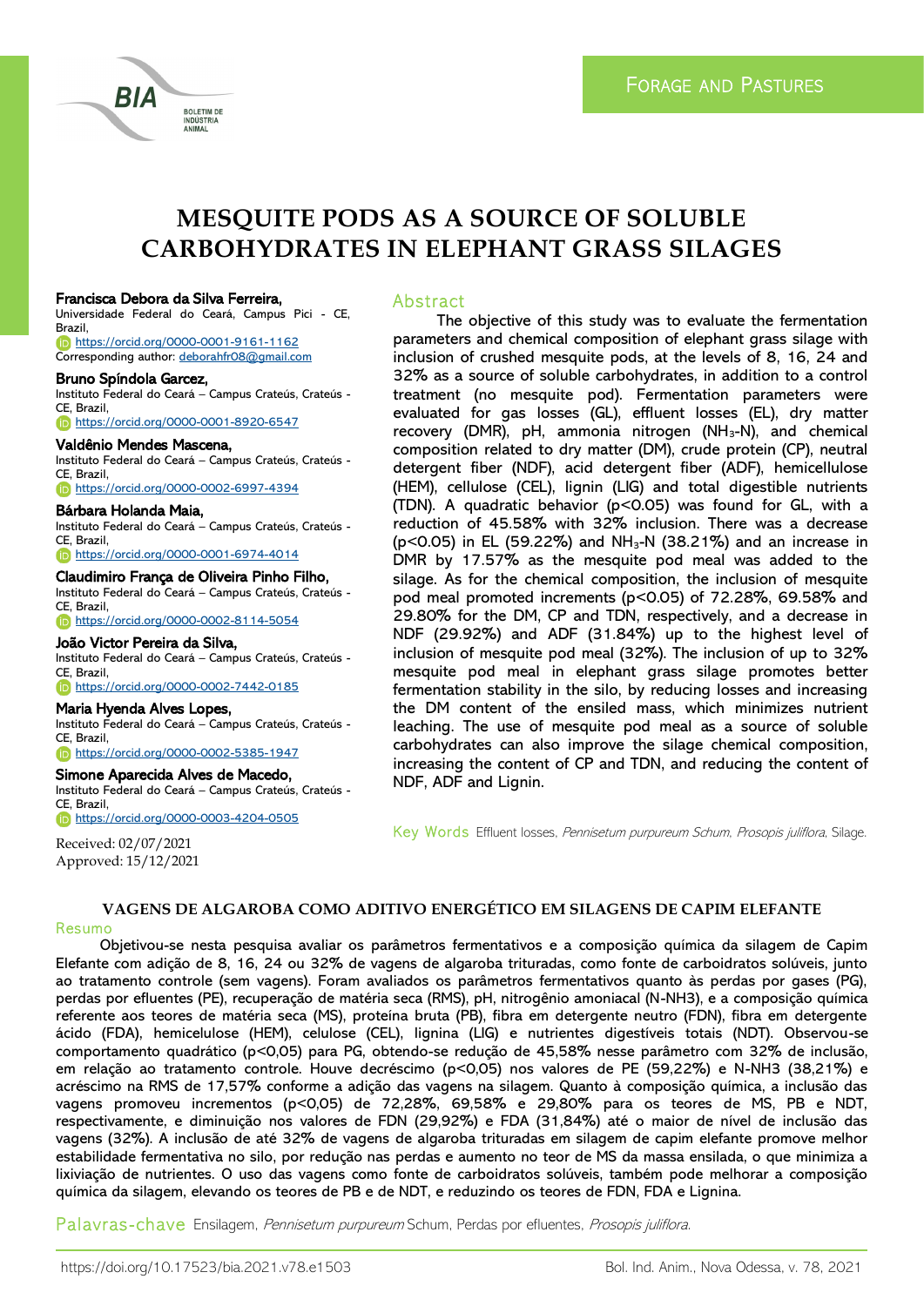Forage and Pastures

# MESQUITE PODS AS A SOURCE OF SOLUBLE CARBOHYDRATES IN ELEPHANT GRASS SILAGES

**Francisca Debora da Silva Ferreira,**
Universidade Federal do Ceará, Campus Pici - CE, Brazil,
https://orcid.org/0000-0001-9161-1162
Corresponding author: deborahfr08@gmail.com

**Bruno Spíndola Garcez,**
Instituto Federal do Ceará – Campus Crateús, Crateús - CE, Brazil,
https://orcid.org/0000-0001-8920-6547

**Valdênio Mendes Mascena,**
Instituto Federal do Ceará – Campus Crateús, Crateús - CE, Brazil,
https://orcid.org/0000-0002-6997-4394

**Bárbara Holanda Maia,**
Instituto Federal do Ceará – Campus Crateús, Crateús - CE, Brazil,
https://orcid.org/0000-0001-6974-4014

**Claudimiro França de Oliveira Pinho Filho,**
Instituto Federal do Ceará – Campus Crateús, Crateús - CE, Brazil,
https://orcid.org/0000-0002-8114-5054

**João Victor Pereira da Silva,**
Instituto Federal do Ceará – Campus Crateús, Crateús - CE, Brazil,
https://orcid.org/0000-0002-7442-0185

**Maria Hyenda Alves Lopes,**
Instituto Federal do Ceará – Campus Crateús, Crateús - CE, Brazil,
https://orcid.org/0000-0002-5385-1947

**Simone Aparecida Alves de Macedo,**
Instituto Federal do Ceará – Campus Crateús, Crateús - CE, Brazil,
https://orcid.org/0000-0003-4204-0505

Received: 02/07/2021
Approved: 15/12/2021

## Abstract

The objective of this study was to evaluate the fermentation parameters and chemical composition of elephant grass silage with inclusion of crushed mesquite pods, at the levels of 8, 16, 24 and 32% as a source of soluble carbohydrates, in addition to a control treatment (no mesquite pod). Fermentation parameters were evaluated for gas losses (GL), effluent losses (EL), dry matter recovery (DMR), pH, ammonia nitrogen ($NH_3$-N), and chemical composition related to dry matter (DM), crude protein (CP), neutral detergent fiber (NDF), acid detergent fiber (ADF), hemicellulose (HEM), cellulose (CEL), lignin (LIG) and total digestible nutrients (TDN). A quadratic behavior ($p<0.05$) was found for GL, with a reduction of 45.58% with 32% inclusion. There was a decrease ($p<0.05$) in EL (59.22%) and $NH_3$-N (38.21%) and an increase in DMR by 17.57% as the mesquite pod meal was added to the silage. As for the chemical composition, the inclusion of mesquite pod meal promoted increments ($p<0.05$) of 72.28%, 69.58% and 29.80% for the DM, CP and TDN, respectively, and a decrease in NDF (29.92%) and ADF (31.84%) up to the highest level of inclusion of mesquite pod meal (32%). The inclusion of up to 32% mesquite pod meal in elephant grass silage promotes better fermentation stability in the silo, by reducing losses and increasing the DM content of the ensiled mass, which minimizes nutrient leaching. The use of mesquite pod meal as a source of soluble carbohydrates can also improve the silage chemical composition, increasing the content of CP and TDN, and reducing the content of NDF, ADF and Lignin.

**Key Words** Effluent losses, *Pennisetum purpureum Schum*, *Prosopis juliflora*, Silage.

### VAGENS DE ALGAROBA COMO ADITIVO ENERGÉTICO EM SILAGENS DE CAPIM ELEFANTE

## Resumo

Objetivou-se nesta pesquisa avaliar os parâmetros fermentativos e a composição química da silagem de Capim Elefante com adição de 8, 16, 24 ou 32% de vagens de algaroba trituradas, como fonte de carboidratos solúveis, junto ao tratamento controle (sem vagens). Foram avaliados os parâmetros fermentativos quanto às perdas por gases (PG), perdas por efluentes (PE), recuperação de matéria seca (RMS), pH, nitrogênio amoniacal (N-NH3), e a composição química referente aos teores de matéria seca (MS), proteína bruta (PB), fibra em detergente neutro (FDN), fibra em detergente ácido (FDA), hemicelulose (HEM), celulose (CEL), lignina (LIG) e nutrientes digestíveis totais (NDT). Observou-se comportamento quadrático ($p<0,05$) para PG, obtendo-se redução de 45,58% nesse parâmetro com 32% de inclusão, em relação ao tratamento controle. Houve decréscimo ($p<0,05$) nos valores de PE (59,22%) e N-NH3 (38,21%) e acréscimo na RMS de 17,57% conforme a adição das vagens na silagem. Quanto à composição química, a inclusão das vagens promoveu incrementos ($p<0,05$) de 72,28%, 69,58% e 29,80% para os teores de MS, PB e NDT, respectivamente, e diminuição nos valores de FDN (29,92%) e FDA (31,84%) até o maior de nível de inclusão das vagens (32%). A inclusão de até 32% de vagens de algaroba trituradas em silagem de capim elefante promove melhor estabilidade fermentativa no silo, por redução nas perdas e aumento no teor de MS da massa ensilada, o que minimiza a lixiviação de nutrientes. O uso das vagens como fonte de carboidratos solúveis, também pode melhorar a composição química da silagem, elevando os teores de PB e de NDT, e reduzindo os teores de FDN, FDA e Lignina.

**Palavras-chave** Ensilagem, *Pennisetum purpureum* Schum, Perdas por efluentes, *Prosopis juliflora*.

https://doi.org/10.17523/bia.2021.v78.e1503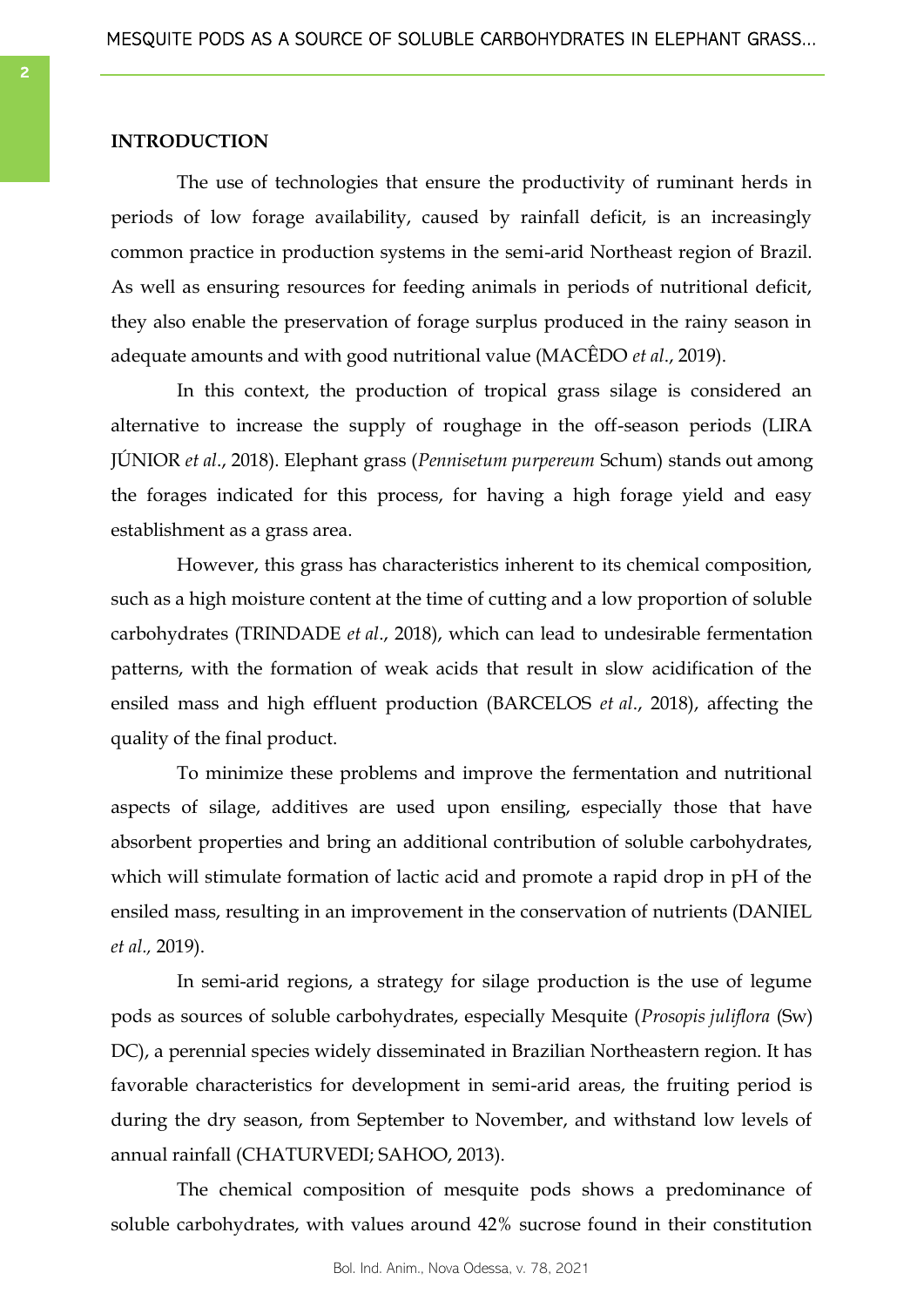## INTRODUCTION

The use of technologies that ensure the productivity of ruminant herds in periods of low forage availability, caused by rainfall deficit, is an increasingly common practice in production systems in the semi-arid Northeast region of Brazil. As well as ensuring resources for feeding animals in periods of nutritional deficit, they also enable the preservation of forage surplus produced in the rainy season in adequate amounts and with good nutritional value (MACÊDO *et al*., 2019).

In this context, the production of tropical grass silage is considered an alternative to increase the supply of roughage in the off-season periods (LIRA JÚNIOR *et al*., 2018). Elephant grass (*Pennisetum purpereum* Schum) stands out among the forages indicated for this process, for having a high forage yield and easy establishment as a grass area.

However, this grass has characteristics inherent to its chemical composition, such as a high moisture content at the time of cutting and a low proportion of soluble carbohydrates (TRINDADE *et al*., 2018), which can lead to undesirable fermentation patterns, with the formation of weak acids that result in slow acidification of the ensiled mass and high effluent production (BARCELOS *et al*., 2018), affecting the quality of the final product.

To minimize these problems and improve the fermentation and nutritional aspects of silage, additives are used upon ensiling, especially those that have absorbent properties and bring an additional contribution of soluble carbohydrates, which will stimulate formation of lactic acid and promote a rapid drop in pH of the ensiled mass, resulting in an improvement in the conservation of nutrients (DANIEL *et al.,* 2019).

In semi-arid regions, a strategy for silage production is the use of legume pods as sources of soluble carbohydrates, especially Mesquite (*Prosopis juliflora* (Sw) DC), a perennial species widely disseminated in Brazilian Northeastern region. It has favorable characteristics for development in semi-arid areas, the fruiting period is during the dry season, from September to November, and withstand low levels of annual rainfall (CHATURVEDI; SAHOO, 2013).

The chemical composition of mesquite pods shows a predominance of soluble carbohydrates, with values around 42% sucrose found in their constitution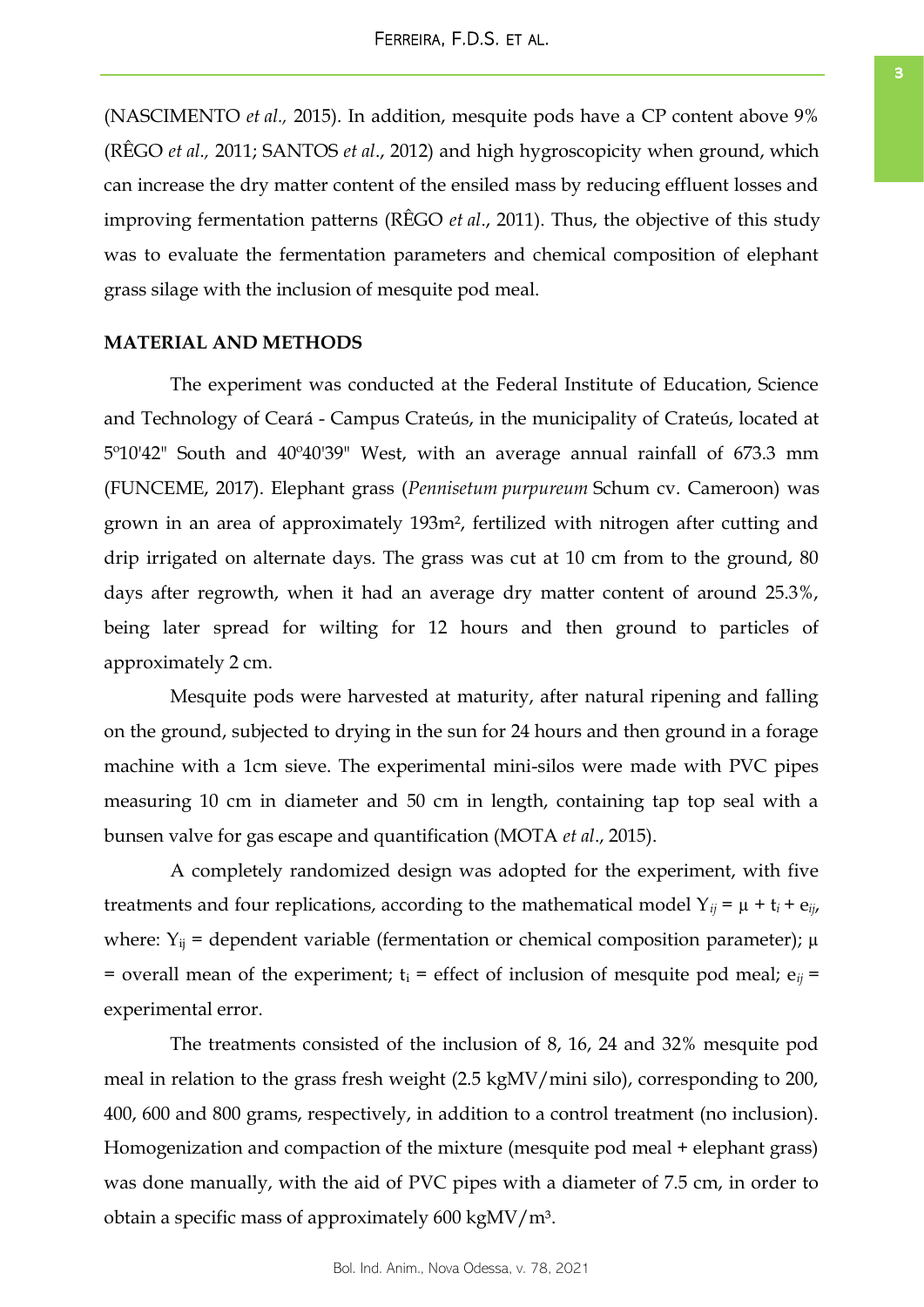(NASCIMENTO *et al.,* 2015). In addition, mesquite pods have a CP content above 9% (RÊGO *et al.,* 2011; SANTOS *et al*., 2012) and high hygroscopicity when ground, which can increase the dry matter content of the ensiled mass by reducing effluent losses and improving fermentation patterns (RÊGO *et al*., 2011). Thus, the objective of this study was to evaluate the fermentation parameters and chemical composition of elephant grass silage with the inclusion of mesquite pod meal.

## MATERIAL AND METHODS

The experiment was conducted at the Federal Institute of Education, Science and Technology of Ceará - Campus Crateús, in the municipality of Crateús, located at 5º10'42" South and 40º40'39" West, with an average annual rainfall of 673.3 mm (FUNCEME, 2017). Elephant grass (*Pennisetum purpureum* Schum cv. Cameroon) was grown in an area of approximately 193m², fertilized with nitrogen after cutting and drip irrigated on alternate days. The grass was cut at 10 cm from to the ground, 80 days after regrowth, when it had an average dry matter content of around 25.3%, being later spread for wilting for 12 hours and then ground to particles of approximately 2 cm.

Mesquite pods were harvested at maturity, after natural ripening and falling on the ground, subjected to drying in the sun for 24 hours and then ground in a forage machine with a 1cm sieve. The experimental mini-silos were made with PVC pipes measuring 10 cm in diameter and 50 cm in length, containing tap top seal with a bunsen valve for gas escape and quantification (MOTA *et al*., 2015).

A completely randomized design was adopted for the experiment, with five treatments and four replications, according to the mathematical model $Y_{ij} = \mu + t_i + e_{ij}$, where: $Y_{ij}$ = dependent variable (fermentation or chemical composition parameter); $\mu$ = overall mean of the experiment; $t_i$ = effect of inclusion of mesquite pod meal; $e_{ij}$ = experimental error.

The treatments consisted of the inclusion of 8, 16, 24 and 32% mesquite pod meal in relation to the grass fresh weight (2.5 kgMV/mini silo), corresponding to 200, 400, 600 and 800 grams, respectively, in addition to a control treatment (no inclusion). Homogenization and compaction of the mixture (mesquite pod meal + elephant grass) was done manually, with the aid of PVC pipes with a diameter of 7.5 cm, in order to obtain a specific mass of approximately 600 kgMV/m³.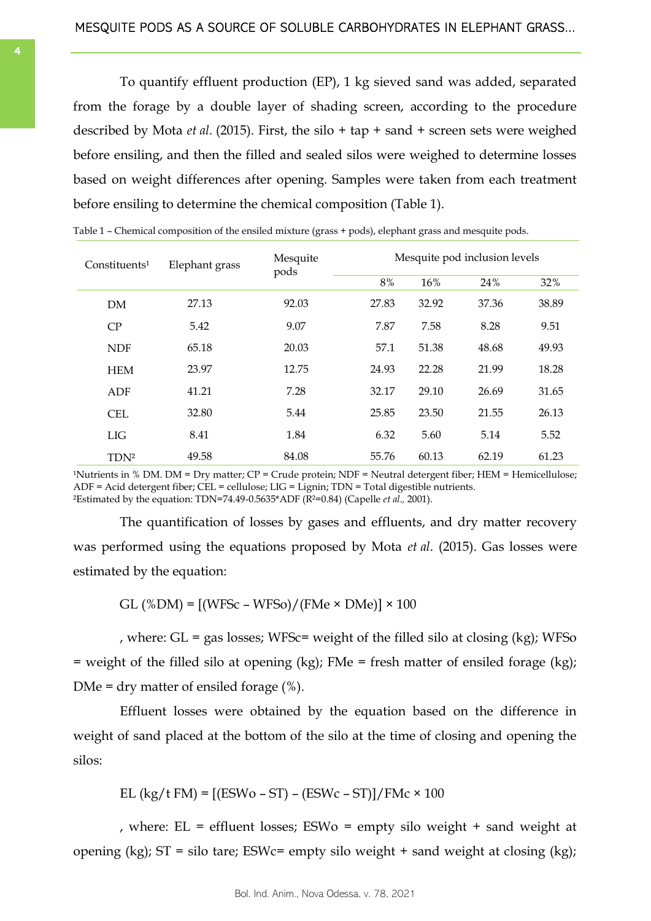To quantify effluent production (EP), 1 kg sieved sand was added, separated from the forage by a double layer of shading screen, according to the procedure described by Mota *et al.* (2015). First, the silo + tap + sand + screen sets were weighed before ensiling, and then the filled and sealed silos were weighed to determine losses based on weight differences after opening. Samples were taken from each treatment before ensiling to determine the chemical composition (Table 1).

Table 1 – Chemical composition of the ensiled mixture (grass + pods), elephant grass and mesquite pods.

| Constituents[1] | Elephant grass | Mesquite pods | Mesquite pod inclusion levels | | | |
|---|---|---|---|---|---|---|
| | | | 8% | 16% | 24% | 32% |
| DM | 27.13 | 92.03 | 27.83 | 32.92 | 37.36 | 38.89 |
| CP | 5.42 | 9.07 | 7.87 | 7.58 | 8.28 | 9.51 |
| NDF | 65.18 | 20.03 | 57.1 | 51.38 | 48.68 | 49.93 |
| HEM | 23.97 | 12.75 | 24.93 | 22.28 | 21.99 | 18.28 |
| ADF | 41.21 | 7.28 | 32.17 | 29.10 | 26.69 | 31.65 |
| CEL | 32.80 | 5.44 | 25.85 | 23.50 | 21.55 | 26.13 |
| LIG | 8.41 | 1.84 | 6.32 | 5.60 | 5.14 | 5.52 |
| TDN[2] | 49.58 | 84.08 | 55.76 | 60.13 | 62.19 | 61.23 |

[1]Nutrients in % DM. DM = Dry matter; CP = Crude protein; NDF = Neutral detergent fiber; HEM = Hemicellulose; ADF = Acid detergent fiber; CEL = cellulose; LIG = Lignin; TDN = Total digestible nutrients.
[2]Estimated by the equation: TDN=74.49-0.5635*ADF ($R^2$=0.84) (Capelle *et al.,* 2001).

The quantification of losses by gases and effluents, and dry matter recovery was performed using the equations proposed by Mota *et al*. (2015). Gas losses were estimated by the equation:

$$GL\ (\%DM) = [(WFSc - WFSo)/(FMe \times DMe)] \times 100$$

, where: GL = gas losses; WFSc= weight of the filled silo at closing (kg); WFSo = weight of the filled silo at opening (kg); FMe = fresh matter of ensiled forage (kg); DMe = dry matter of ensiled forage (%).

Effluent losses were obtained by the equation based on the difference in weight of sand placed at the bottom of the silo at the time of closing and opening the silos:

$$EL\ (kg/t\ FM) = [(ESWo - ST) - (ESWc - ST)]/FMc \times 100$$

, where: EL = effluent losses; ESWo = empty silo weight + sand weight at opening (kg); ST = silo tare; ESWc= empty silo weight + sand weight at closing (kg);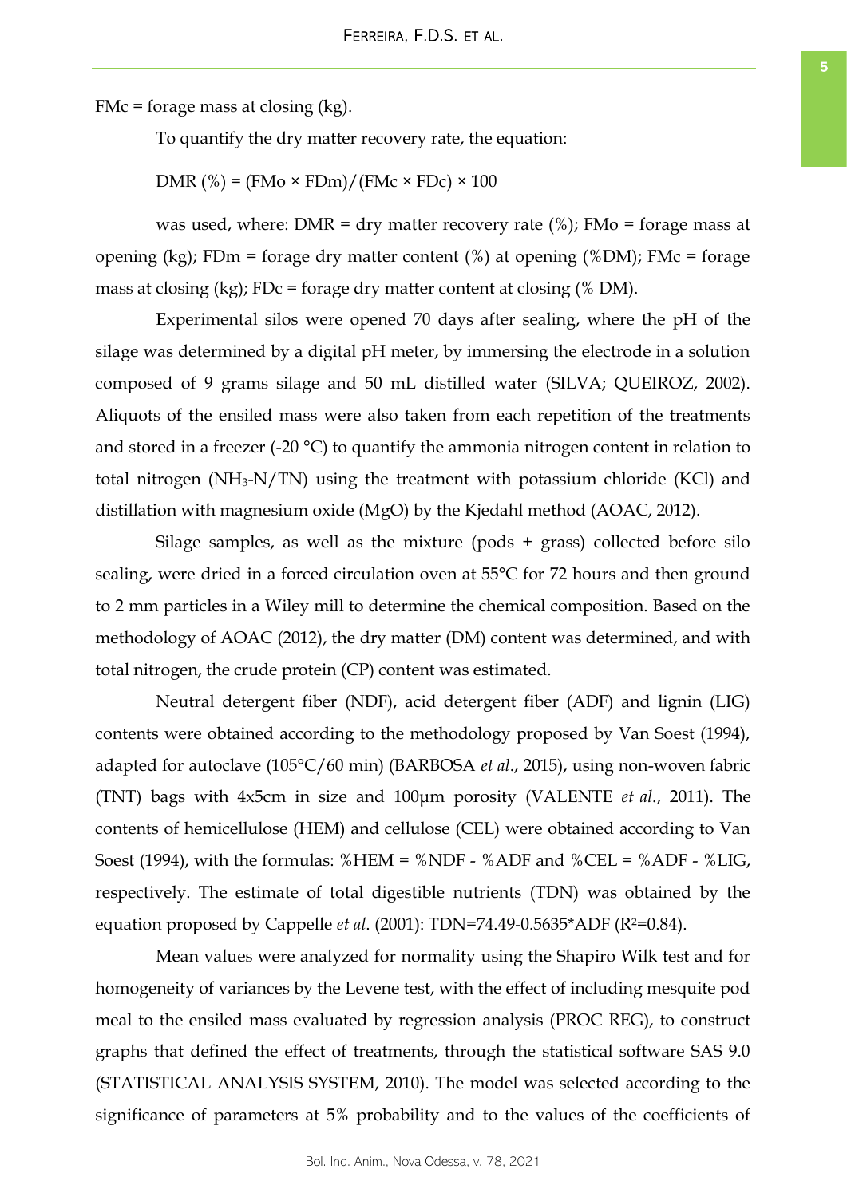FMc = forage mass at closing (kg).

To quantify the dry matter recovery rate, the equation:

$$DMR\ (\%) = (FMo \times FDm)/(FMc \times FDc) \times 100$$

was used, where: DMR = dry matter recovery rate (%); FMo = forage mass at opening (kg); FDm = forage dry matter content (%) at opening (%DM); FMc = forage mass at closing (kg); FDc = forage dry matter content at closing (% DM).

Experimental silos were opened 70 days after sealing, where the pH of the silage was determined by a digital pH meter, by immersing the electrode in a solution composed of 9 grams silage and 50 mL distilled water (SILVA; QUEIROZ, 2002). Aliquots of the ensiled mass were also taken from each repetition of the treatments and stored in a freezer (-20 °C) to quantify the ammonia nitrogen content in relation to total nitrogen ($NH_3$-N/TN) using the treatment with potassium chloride (KCl) and distillation with magnesium oxide (MgO) by the Kjedahl method (AOAC, 2012).

Silage samples, as well as the mixture (pods + grass) collected before silo sealing, were dried in a forced circulation oven at 55°C for 72 hours and then ground to 2 mm particles in a Wiley mill to determine the chemical composition. Based on the methodology of AOAC (2012), the dry matter (DM) content was determined, and with total nitrogen, the crude protein (CP) content was estimated.

Neutral detergent fiber (NDF), acid detergent fiber (ADF) and lignin (LIG) contents were obtained according to the methodology proposed by Van Soest (1994), adapted for autoclave (105°C/60 min) (BARBOSA *et al*., 2015), using non-woven fabric (TNT) bags with 4x5cm in size and 100μm porosity (VALENTE *et al.*, 2011). The contents of hemicellulose (HEM) and cellulose (CEL) were obtained according to Van Soest (1994), with the formulas: %HEM = %NDF - %ADF and %CEL = %ADF - %LIG, respectively. The estimate of total digestible nutrients (TDN) was obtained by the equation proposed by Cappelle *et al*. (2001): $TDN=74.49-0.5635*ADF$ ($R^2=0.84$).

Mean values were analyzed for normality using the Shapiro Wilk test and for homogeneity of variances by the Levene test, with the effect of including mesquite pod meal to the ensiled mass evaluated by regression analysis (PROC REG), to construct graphs that defined the effect of treatments, through the statistical software SAS 9.0 (STATISTICAL ANALYSIS SYSTEM, 2010). The model was selected according to the significance of parameters at 5% probability and to the values of the coefficients of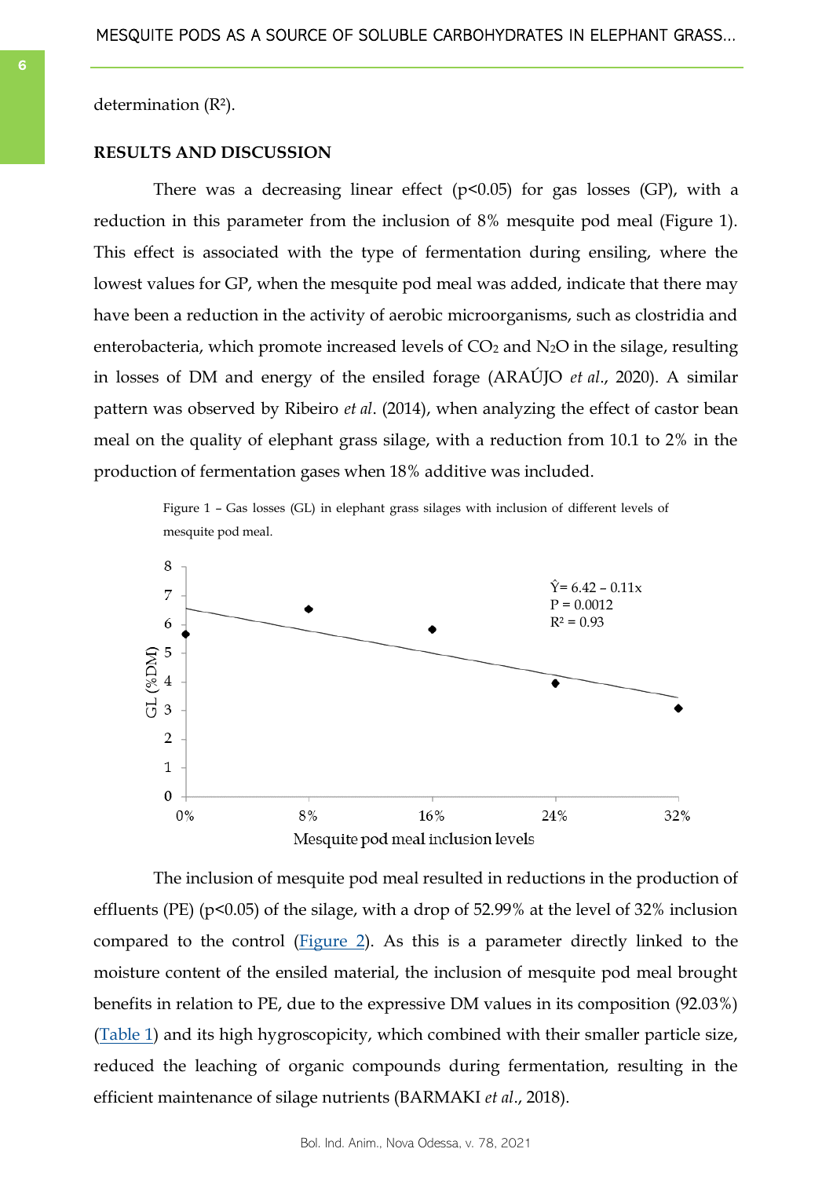determination ($R^2$).

## RESULTS AND DISCUSSION

There was a decreasing linear effect ($p<0.05$) for gas losses (GP), with a reduction in this parameter from the inclusion of 8% mesquite pod meal (Figure 1). This effect is associated with the type of fermentation during ensiling, where the lowest values for GP, when the mesquite pod meal was added, indicate that there may have been a reduction in the activity of aerobic microorganisms, such as clostridia and enterobacteria, which promote increased levels of $CO_2$ and $N_2O$ in the silage, resulting in losses of DM and energy of the ensiled forage (ARAÚJO *et al*., 2020). A similar pattern was observed by Ribeiro *et al*. (2014), when analyzing the effect of castor bean meal on the quality of elephant grass silage, with a reduction from 10.1 to 2% in the production of fermentation gases when 18% additive was included.

Figure 1 – Gas losses (GL) in elephant grass silages with inclusion of different levels of mesquite pod meal.

$\hat{Y} = 6.42 - 0.11x$
P = 0.0012
$R^2 = 0.93$

GL (%DM)

Mesquite pod meal inclusion levels: 0%, 8%, 16%, 24%, 32%

The inclusion of mesquite pod meal resulted in reductions in the production of effluents (PE) ($p<0.05$) of the silage, with a drop of 52.99% at the level of 32% inclusion compared to the control (Figure 2). As this is a parameter directly linked to the moisture content of the ensiled material, the inclusion of mesquite pod meal brought benefits in relation to PE, due to the expressive DM values in its composition (92.03%) (Table 1) and its high hygroscopicity, which combined with their smaller particle size, reduced the leaching of organic compounds during fermentation, resulting in the efficient maintenance of silage nutrients (BARMAKI *et al*., 2018).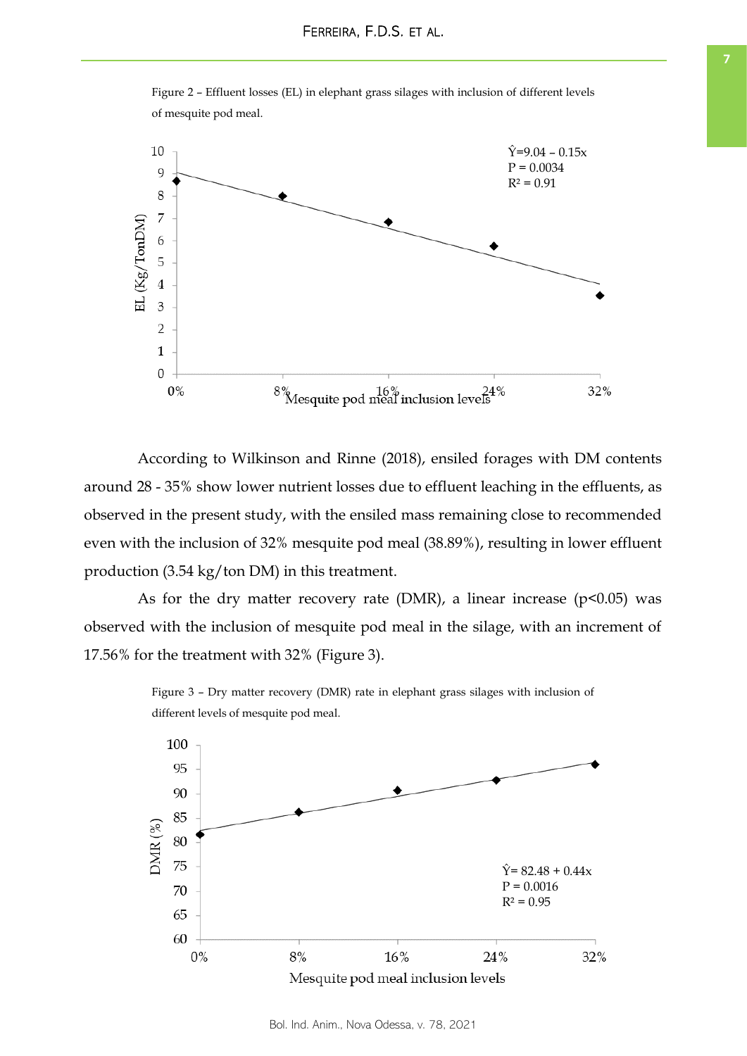Figure 2 – Effluent losses (EL) in elephant grass silages with inclusion of different levels of mesquite pod meal.

According to Wilkinson and Rinne (2018), ensiled forages with DM contents around 28 - 35% show lower nutrient losses due to effluent leaching in the effluents, as observed in the present study, with the ensiled mass remaining close to recommended even with the inclusion of 32% mesquite pod meal (38.89%), resulting in lower effluent production (3.54 kg/ton DM) in this treatment.

As for the dry matter recovery rate (DMR), a linear increase ($p<0.05$) was observed with the inclusion of mesquite pod meal in the silage, with an increment of 17.56% for the treatment with 32% (Figure 3).

Figure 3 – Dry matter recovery (DMR) rate in elephant grass silages with inclusion of different levels of mesquite pod meal.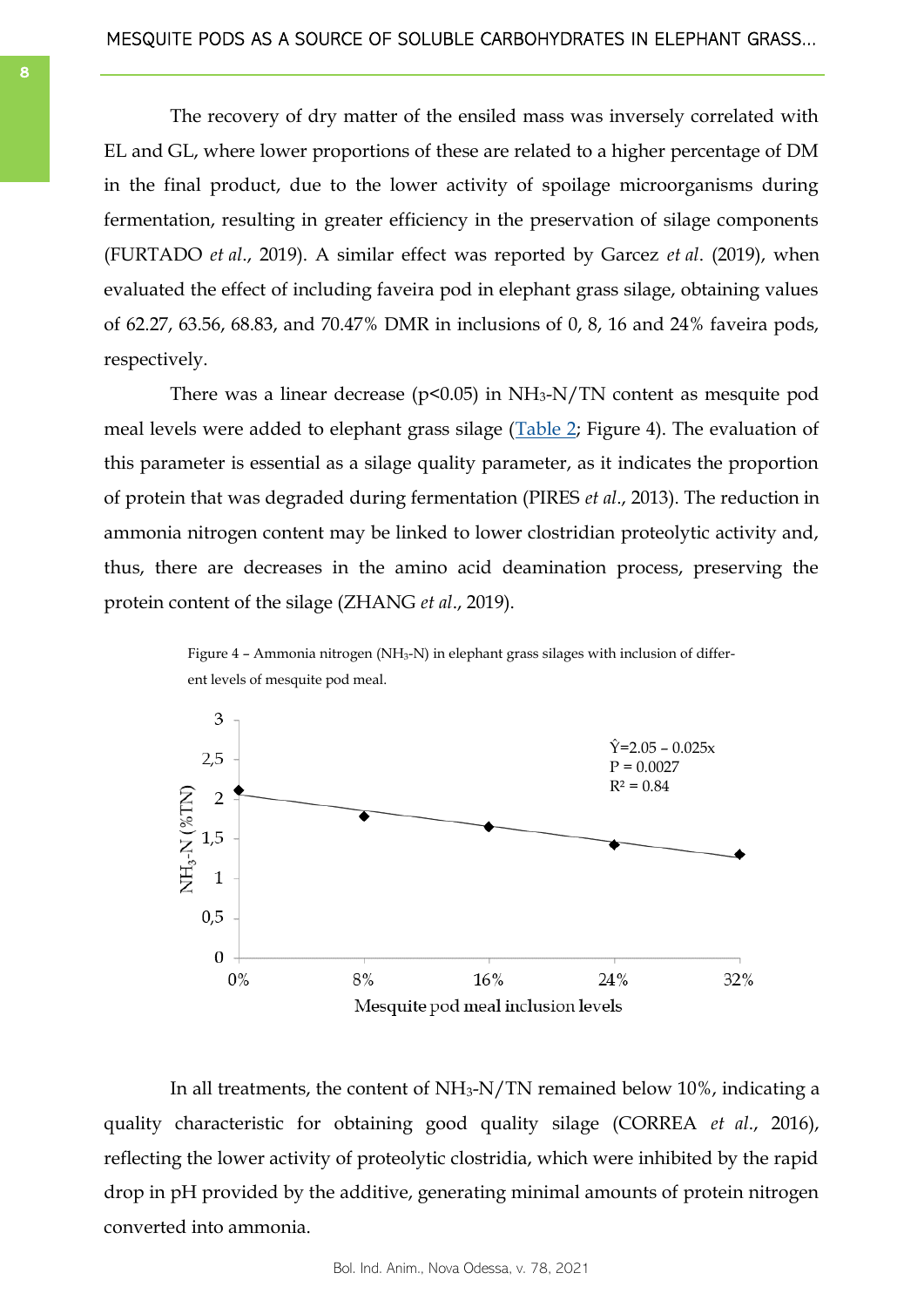The recovery of dry matter of the ensiled mass was inversely correlated with EL and GL, where lower proportions of these are related to a higher percentage of DM in the final product, due to the lower activity of spoilage microorganisms during fermentation, resulting in greater efficiency in the preservation of silage components (FURTADO *et al*., 2019). A similar effect was reported by Garcez *et al*. (2019), when evaluated the effect of including faveira pod in elephant grass silage, obtaining values of 62.27, 63.56, 68.83, and 70.47% DMR in inclusions of 0, 8, 16 and 24% faveira pods, respectively.

There was a linear decrease ($p<0.05$) in $NH_3$-N/TN content as mesquite pod meal levels were added to elephant grass silage (Table 2; Figure 4). The evaluation of this parameter is essential as a silage quality parameter, as it indicates the proportion of protein that was degraded during fermentation (PIRES *et al*., 2013). The reduction in ammonia nitrogen content may be linked to lower clostridian proteolytic activity and, thus, there are decreases in the amino acid deamination process, preserving the protein content of the silage (ZHANG *et al*., 2019).

Figure 4 – Ammonia nitrogen ($NH_3$-N) in elephant grass silages with inclusion of different levels of mesquite pod meal.

$\hat{Y}=2.05 - 0.025x$; $P = 0.0027$; $R^2 = 0.84$

In all treatments, the content of $NH_3$-N/TN remained below 10%, indicating a quality characteristic for obtaining good quality silage (CORREA *et al*., 2016), reflecting the lower activity of proteolytic clostridia, which were inhibited by the rapid drop in pH provided by the additive, generating minimal amounts of protein nitrogen converted into ammonia.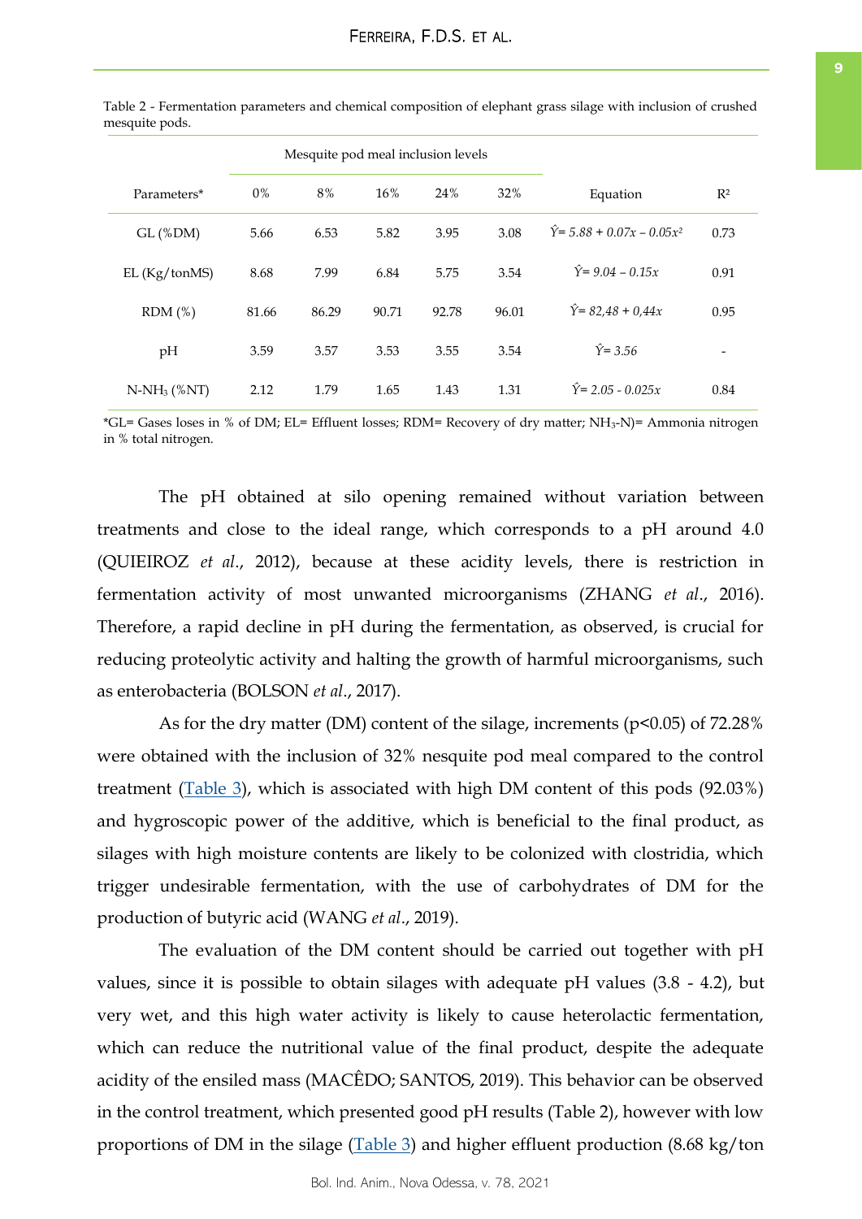Table 2 - Fermentation parameters and chemical composition of elephant grass silage with inclusion of crushed mesquite pods.

| Parameters* | Mesquite pod meal inclusion levels | | | | | Equation | $R^2$ |
|---|---|---|---|---|---|---|---|
| | 0% | 8% | 16% | 24% | 32% | | |
| GL (%DM) | 5.66 | 6.53 | 5.82 | 3.95 | 3.08 | $\hat{Y}= 5.88 + 0.07x - 0.05x^2$ | 0.73 |
| EL (Kg/tonMS) | 8.68 | 7.99 | 6.84 | 5.75 | 3.54 | $\hat{Y}= 9.04 - 0.15x$ | 0.91 |
| RDM (%) | 81.66 | 86.29 | 90.71 | 92.78 | 96.01 | $\hat{Y}= 82{,}48 + 0{,}44x$ | 0.95 |
| pH | 3.59 | 3.57 | 3.53 | 3.55 | 3.54 | $\hat{Y}= 3.56$ | - |
| $N\text{-}NH_3$ (%NT) | 2.12 | 1.79 | 1.65 | 1.43 | 1.31 | $\hat{Y}= 2.05 - 0.025x$ | 0.84 |

*GL= Gases loses in % of DM; EL= Effluent losses; RDM= Recovery of dry matter; $NH_3$-N)= Ammonia nitrogen in % total nitrogen.

The pH obtained at silo opening remained without variation between treatments and close to the ideal range, which corresponds to a pH around 4.0 (QUIEIROZ *et al*., 2012), because at these acidity levels, there is restriction in fermentation activity of most unwanted microorganisms (ZHANG *et al*., 2016). Therefore, a rapid decline in pH during the fermentation, as observed, is crucial for reducing proteolytic activity and halting the growth of harmful microorganisms, such as enterobacteria (BOLSON *et al*., 2017).

As for the dry matter (DM) content of the silage, increments ($p<0.05$) of 72.28% were obtained with the inclusion of 32% nesquite pod meal compared to the control treatment (Table 3), which is associated with high DM content of this pods (92.03%) and hygroscopic power of the additive, which is beneficial to the final product, as silages with high moisture contents are likely to be colonized with clostridia, which trigger undesirable fermentation, with the use of carbohydrates of DM for the production of butyric acid (WANG *et al*., 2019).

The evaluation of the DM content should be carried out together with pH values, since it is possible to obtain silages with adequate pH values (3.8 - 4.2), but very wet, and this high water activity is likely to cause heterolactic fermentation, which can reduce the nutritional value of the final product, despite the adequate acidity of the ensiled mass (MACÊDO; SANTOS, 2019). This behavior can be observed in the control treatment, which presented good pH results (Table 2), however with low proportions of DM in the silage (Table 3) and higher effluent production (8.68 kg/ton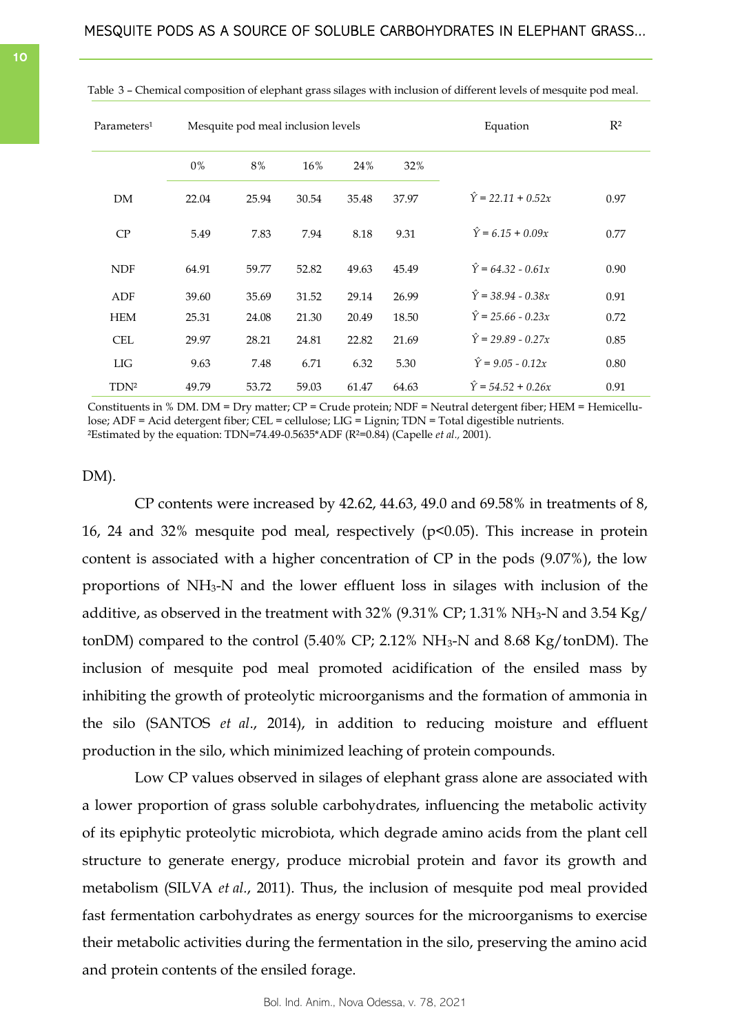Table 3 – Chemical composition of elephant grass silages with inclusion of different levels of mesquite pod meal.

| Parameters[1] | Mesquite pod meal inclusion levels | | | | | Equation | $R^2$ |
|---|---|---|---|---|---|---|---|
| | 0% | 8% | 16% | 24% | 32% | | |
| DM | 22.04 | 25.94 | 30.54 | 35.48 | 37.97 | $\hat{Y} = 22.11 + 0.52x$ | 0.97 |
| CP | 5.49 | 7.83 | 7.94 | 8.18 | 9.31 | $\hat{Y} = 6.15 + 0.09x$ | 0.77 |
| NDF | 64.91 | 59.77 | 52.82 | 49.63 | 45.49 | $\hat{Y} = 64.32 - 0.61x$ | 0.90 |
| ADF | 39.60 | 35.69 | 31.52 | 29.14 | 26.99 | $\hat{Y} = 38.94 - 0.38x$ | 0.91 |
| HEM | 25.31 | 24.08 | 21.30 | 20.49 | 18.50 | $\hat{Y} = 25.66 - 0.23x$ | 0.72 |
| CEL | 29.97 | 28.21 | 24.81 | 22.82 | 21.69 | $\hat{Y} = 29.89 - 0.27x$ | 0.85 |
| LIG | 9.63 | 7.48 | 6.71 | 6.32 | 5.30 | $\hat{Y} = 9.05 - 0.12x$ | 0.80 |
| TDN[2] | 49.79 | 53.72 | 59.03 | 61.47 | 64.63 | $\hat{Y} = 54.52 + 0.26x$ | 0.91 |

Constituents in % DM. DM = Dry matter; CP = Crude protein; NDF = Neutral detergent fiber; HEM = Hemicellulose; ADF = Acid detergent fiber; CEL = cellulose; LIG = Lignin; TDN = Total digestible nutrients.
[2]Estimated by the equation: TDN=74.49-0.5635*ADF ($R^2$=0.84) (Capelle *et al.,* 2001).

DM).

CP contents were increased by 42.62, 44.63, 49.0 and 69.58% in treatments of 8, 16, 24 and 32% mesquite pod meal, respectively ($p<0.05$). This increase in protein content is associated with a higher concentration of CP in the pods (9.07%), the low proportions of $NH_3$-N and the lower effluent loss in silages with inclusion of the additive, as observed in the treatment with 32% (9.31% CP; 1.31% $NH_3$-N and 3.54 Kg/tonDM) compared to the control (5.40% CP; 2.12% $NH_3$-N and 8.68 Kg/tonDM). The inclusion of mesquite pod meal promoted acidification of the ensiled mass by inhibiting the growth of proteolytic microorganisms and the formation of ammonia in the silo (SANTOS *et al*., 2014), in addition to reducing moisture and effluent production in the silo, which minimized leaching of protein compounds.

Low CP values observed in silages of elephant grass alone are associated with a lower proportion of grass soluble carbohydrates, influencing the metabolic activity of its epiphytic proteolytic microbiota, which degrade amino acids from the plant cell structure to generate energy, produce microbial protein and favor its growth and metabolism (SILVA *et al*., 2011). Thus, the inclusion of mesquite pod meal provided fast fermentation carbohydrates as energy sources for the microorganisms to exercise their metabolic activities during the fermentation in the silo, preserving the amino acid and protein contents of the ensiled forage.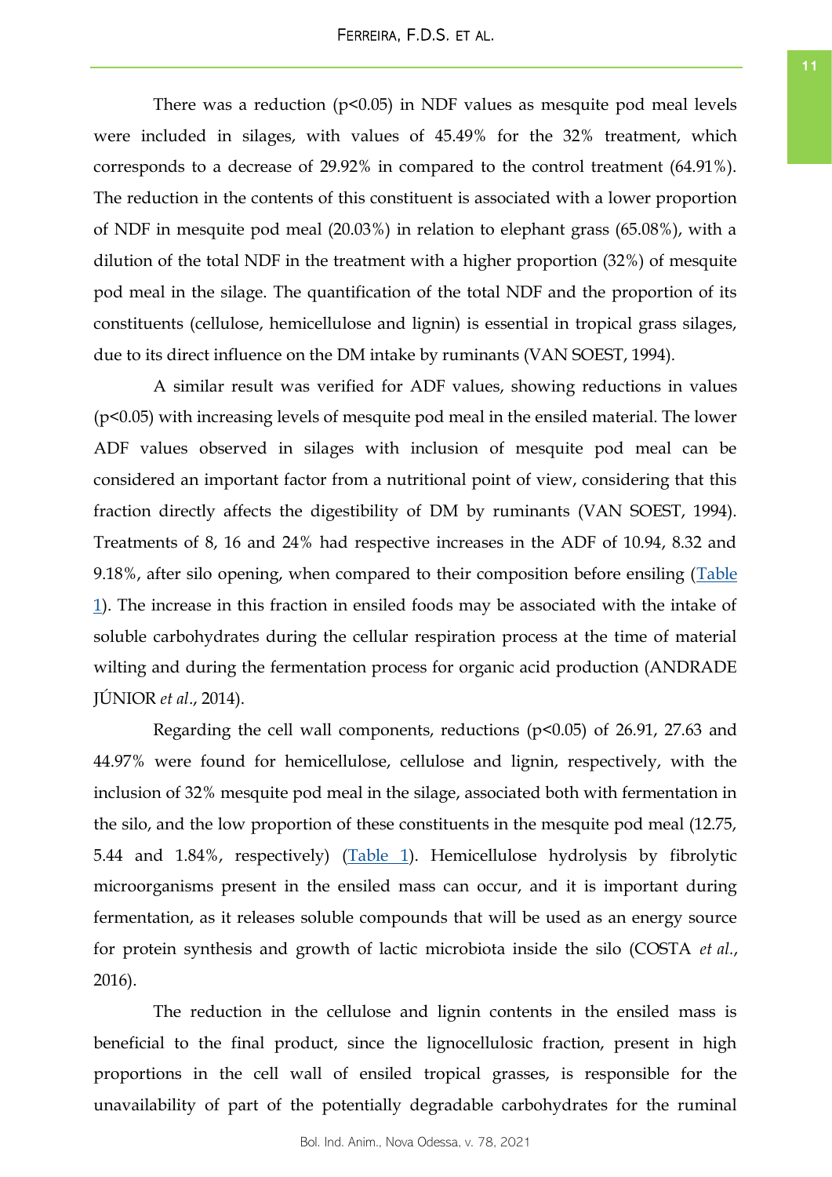There was a reduction ($p<0.05$) in NDF values as mesquite pod meal levels were included in silages, with values of 45.49% for the 32% treatment, which corresponds to a decrease of 29.92% in compared to the control treatment (64.91%). The reduction in the contents of this constituent is associated with a lower proportion of NDF in mesquite pod meal (20.03%) in relation to elephant grass (65.08%), with a dilution of the total NDF in the treatment with a higher proportion (32%) of mesquite pod meal in the silage. The quantification of the total NDF and the proportion of its constituents (cellulose, hemicellulose and lignin) is essential in tropical grass silages, due to its direct influence on the DM intake by ruminants (VAN SOEST, 1994).

A similar result was verified for ADF values, showing reductions in values ($p<0.05$) with increasing levels of mesquite pod meal in the ensiled material. The lower ADF values observed in silages with inclusion of mesquite pod meal can be considered an important factor from a nutritional point of view, considering that this fraction directly affects the digestibility of DM by ruminants (VAN SOEST, 1994). Treatments of 8, 16 and 24% had respective increases in the ADF of 10.94, 8.32 and 9.18%, after silo opening, when compared to their composition before ensiling (Table 1). The increase in this fraction in ensiled foods may be associated with the intake of soluble carbohydrates during the cellular respiration process at the time of material wilting and during the fermentation process for organic acid production (ANDRADE JÚNIOR *et al*., 2014).

Regarding the cell wall components, reductions ($p<0.05$) of 26.91, 27.63 and 44.97% were found for hemicellulose, cellulose and lignin, respectively, with the inclusion of 32% mesquite pod meal in the silage, associated both with fermentation in the silo, and the low proportion of these constituents in the mesquite pod meal (12.75, 5.44 and 1.84%, respectively) (Table 1). Hemicellulose hydrolysis by fibrolytic microorganisms present in the ensiled mass can occur, and it is important during fermentation, as it releases soluble compounds that will be used as an energy source for protein synthesis and growth of lactic microbiota inside the silo (COSTA *et al.*, 2016).

The reduction in the cellulose and lignin contents in the ensiled mass is beneficial to the final product, since the lignocellulosic fraction, present in high proportions in the cell wall of ensiled tropical grasses, is responsible for the unavailability of part of the potentially degradable carbohydrates for the ruminal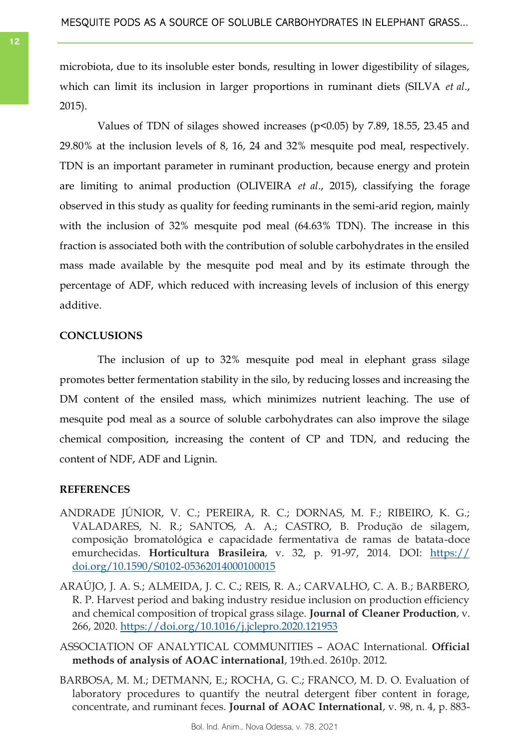microbiota, due to its insoluble ester bonds, resulting in lower digestibility of silages, which can limit its inclusion in larger proportions in ruminant diets (SILVA *et al*., 2015).

Values of TDN of silages showed increases ($p<0.05$) by 7.89, 18.55, 23.45 and 29.80% at the inclusion levels of 8, 16, 24 and 32% mesquite pod meal, respectively. TDN is an important parameter in ruminant production, because energy and protein are limiting to animal production (OLIVEIRA *et al*., 2015), classifying the forage observed in this study as quality for feeding ruminants in the semi-arid region, mainly with the inclusion of 32% mesquite pod meal (64.63% TDN). The increase in this fraction is associated both with the contribution of soluble carbohydrates in the ensiled mass made available by the mesquite pod meal and by its estimate through the percentage of ADF, which reduced with increasing levels of inclusion of this energy additive.

## CONCLUSIONS

The inclusion of up to 32% mesquite pod meal in elephant grass silage promotes better fermentation stability in the silo, by reducing losses and increasing the DM content of the ensiled mass, which minimizes nutrient leaching. The use of mesquite pod meal as a source of soluble carbohydrates can also improve the silage chemical composition, increasing the content of CP and TDN, and reducing the content of NDF, ADF and Lignin.

## REFERENCES

ANDRADE JÚNIOR, V. C.; PEREIRA, R. C.; DORNAS, M. F.; RIBEIRO, K. G.; VALADARES, N. R.; SANTOS, A. A.; CASTRO, B. Produção de silagem, composição bromatológica e capacidade fermentativa de ramas de batata-doce emurchecidas. **Horticultura Brasileira**, v. 32, p. 91-97, 2014. DOI: https://doi.org/10.1590/S0102-05362014000100015

ARAÚJO, J. A. S.; ALMEIDA, J. C. C.; REIS, R. A.; CARVALHO, C. A. B.; BARBERO, R. P. Harvest period and baking industry residue inclusion on production efficiency and chemical composition of tropical grass silage. **Journal of Cleaner Production**, v. 266, 2020. https://doi.org/10.1016/j.jclepro.2020.121953

ASSOCIATION OF ANALYTICAL COMMUNITIES – AOAC International. **Official methods of analysis of AOAC international**, 19th.ed. 2610p. 2012.

BARBOSA, M. M.; DETMANN, E.; ROCHA, G. C.; FRANCO, M. D. O. Evaluation of laboratory procedures to quantify the neutral detergent fiber content in forage, concentrate, and ruminant feces. **Journal of AOAC International**, v. 98, n. 4, p. 883-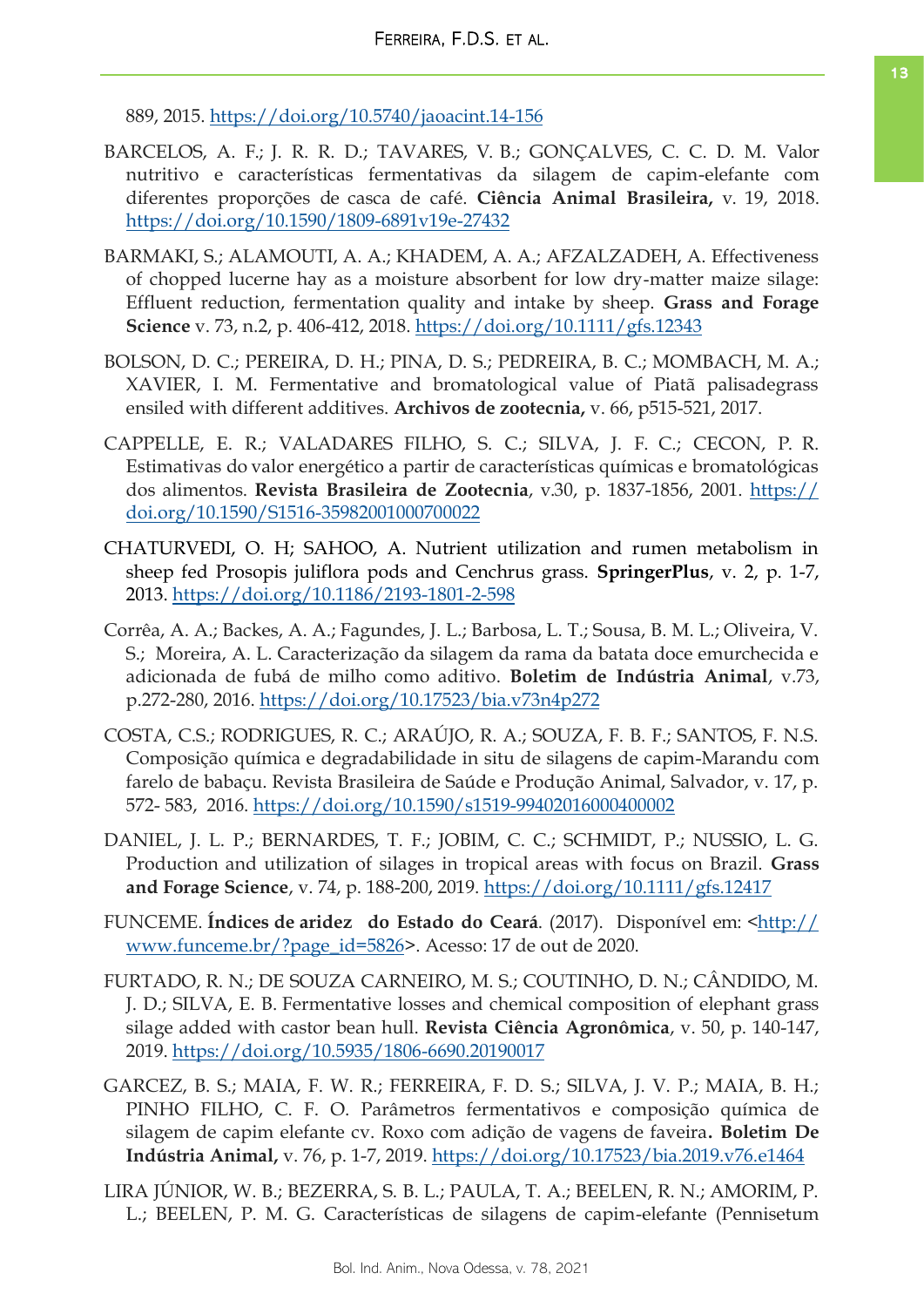889, 2015. https://doi.org/10.5740/jaoacint.14-156

BARCELOS, A. F.; J. R. R. D.; TAVARES, V. B.; GONÇALVES, C. C. D. M. Valor nutritivo e características fermentativas da silagem de capim-elefante com diferentes proporções de casca de café. **Ciência Animal Brasileira,** v. 19, 2018. https://doi.org/10.1590/1809-6891v19e-27432

BARMAKI, S.; ALAMOUTI, A. A.; KHADEM, A. A.; AFZALZADEH, A. Effectiveness of chopped lucerne hay as a moisture absorbent for low dry-matter maize silage: Effluent reduction, fermentation quality and intake by sheep. **Grass and Forage Science** v. 73, n.2, p. 406-412, 2018. https://doi.org/10.1111/gfs.12343

BOLSON, D. C.; PEREIRA, D. H.; PINA, D. S.; PEDREIRA, B. C.; MOMBACH, M. A.; XAVIER, I. M. Fermentative and bromatological value of Piatã palisadegrass ensiled with different additives. **Archivos de zootecnia,** v. 66, p515-521, 2017.

CAPPELLE, E. R.; VALADARES FILHO, S. C.; SILVA, J. F. C.; CECON, P. R. Estimativas do valor energético a partir de características químicas e bromatológicas dos alimentos. **Revista Brasileira de Zootecnia**, v.30, p. 1837-1856, 2001. https://doi.org/10.1590/S1516-35982001000700022

CHATURVEDI, O. H; SAHOO, A. Nutrient utilization and rumen metabolism in sheep fed Prosopis juliflora pods and Cenchrus grass. **SpringerPlus**, v. 2, p. 1-7, 2013. https://doi.org/10.1186/2193-1801-2-598

Corrêa, A. A.; Backes, A. A.; Fagundes, J. L.; Barbosa, L. T.; Sousa, B. M. L.; Oliveira, V. S.; Moreira, A. L. Caracterização da silagem da rama da batata doce emurchecida e adicionada de fubá de milho como aditivo. **Boletim de Indústria Animal**, v.73, p.272-280, 2016. https://doi.org/10.17523/bia.v73n4p272

COSTA, C.S.; RODRIGUES, R. C.; ARAÚJO, R. A.; SOUZA, F. B. F.; SANTOS, F. N.S. Composição química e degradabilidade in situ de silagens de capim-Marandu com farelo de babaçu. Revista Brasileira de Saúde e Produção Animal, Salvador, v. 17, p. 572- 583, 2016. https://doi.org/10.1590/s1519-99402016000400002

DANIEL, J. L. P.; BERNARDES, T. F.; JOBIM, C. C.; SCHMIDT, P.; NUSSIO, L. G. Production and utilization of silages in tropical areas with focus on Brazil. **Grass and Forage Science**, v. 74, p. 188-200, 2019. https://doi.org/10.1111/gfs.12417

FUNCEME. **Índices de aridez do Estado do Ceará**. (2017). Disponível em: <http://www.funceme.br/?page_id=5826>. Acesso: 17 de out de 2020.

FURTADO, R. N.; DE SOUZA CARNEIRO, M. S.; COUTINHO, D. N.; CÂNDIDO, M. J. D.; SILVA, E. B. Fermentative losses and chemical composition of elephant grass silage added with castor bean hull. **Revista Ciência Agronômica**, v. 50, p. 140-147, 2019. https://doi.org/10.5935/1806-6690.20190017

GARCEZ, B. S.; MAIA, F. W. R.; FERREIRA, F. D. S.; SILVA, J. V. P.; MAIA, B. H.; PINHO FILHO, C. F. O. Parâmetros fermentativos e composição química de silagem de capim elefante cv. Roxo com adição de vagens de faveira**. Boletim De Indústria Animal,** v. 76, p. 1-7, 2019. https://doi.org/10.17523/bia.2019.v76.e1464

LIRA JÚNIOR, W. B.; BEZERRA, S. B. L.; PAULA, T. A.; BEELEN, R. N.; AMORIM, P. L.; BEELEN, P. M. G. Características de silagens de capim-elefante (Pennisetum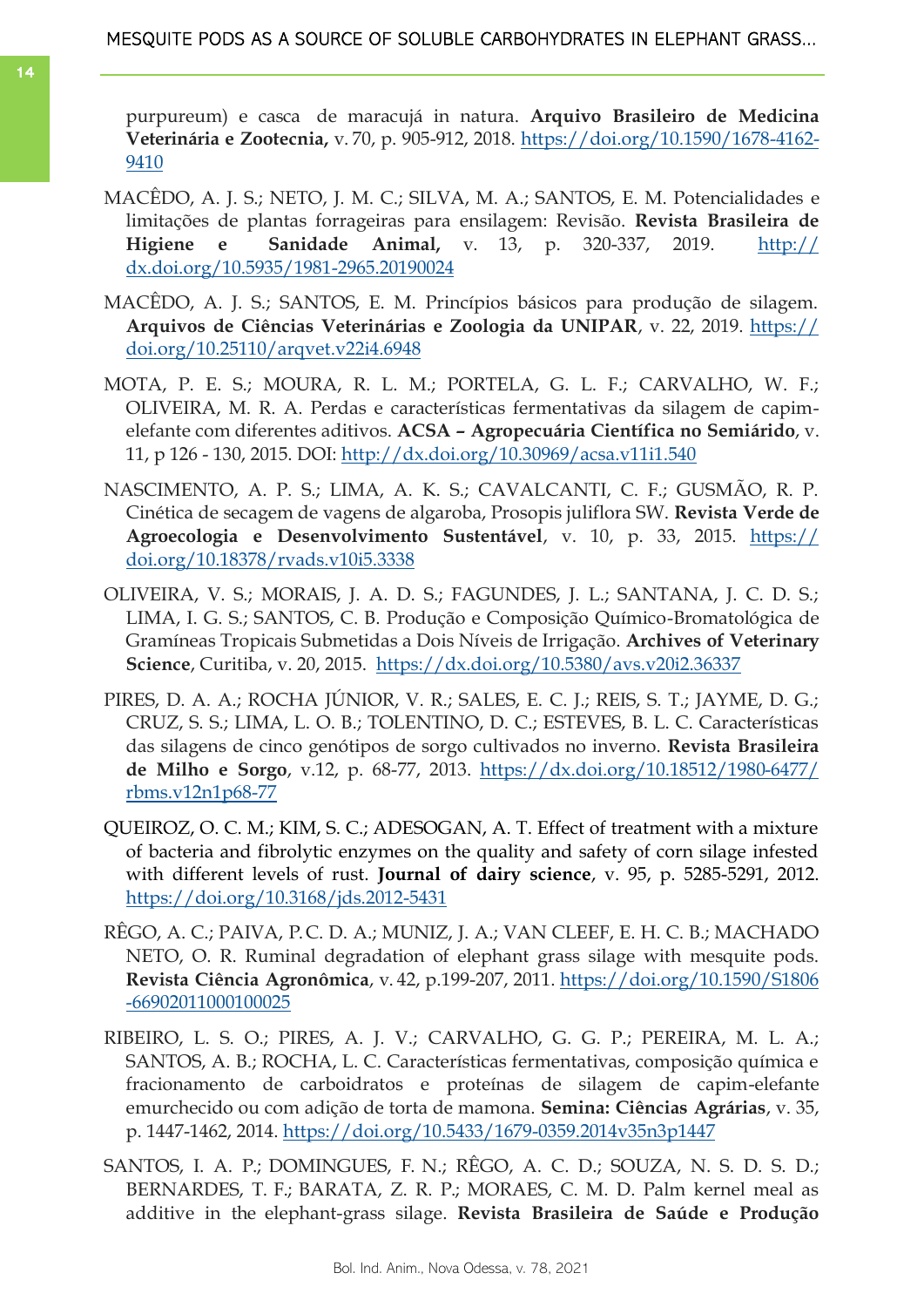purpureum) e casca de maracujá in natura. **Arquivo Brasileiro de Medicina Veterinária e Zootecnia,** v. 70, p. 905-912, 2018. https://doi.org/10.1590/1678-4162-9410

MACÊDO, A. J. S.; NETO, J. M. C.; SILVA, M. A.; SANTOS, E. M. Potencialidades e limitações de plantas forrageiras para ensilagem: Revisão. **Revista Brasileira de Higiene e Sanidade Animal,** v. 13, p. 320-337, 2019. http://dx.doi.org/10.5935/1981-2965.20190024

MACÊDO, A. J. S.; SANTOS, E. M. Princípios básicos para produção de silagem. **Arquivos de Ciências Veterinárias e Zoologia da UNIPAR**, v. 22, 2019. https://doi.org/10.25110/arqvet.v22i4.6948

MOTA, P. E. S.; MOURA, R. L. M.; PORTELA, G. L. F.; CARVALHO, W. F.; OLIVEIRA, M. R. A. Perdas e características fermentativas da silagem de capim-elefante com diferentes aditivos. **ACSA – Agropecuária Científica no Semiárido**, v. 11, p 126 - 130, 2015. DOI: http://dx.doi.org/10.30969/acsa.v11i1.540

NASCIMENTO, A. P. S.; LIMA, A. K. S.; CAVALCANTI, C. F.; GUSMÃO, R. P. Cinética de secagem de vagens de algaroba, Prosopis juliflora SW. **Revista Verde de Agroecologia e Desenvolvimento Sustentável**, v. 10, p. 33, 2015. https://doi.org/10.18378/rvads.v10i5.3338

OLIVEIRA, V. S.; MORAIS, J. A. D. S.; FAGUNDES, J. L.; SANTANA, J. C. D. S.; LIMA, I. G. S.; SANTOS, C. B. Produção e Composição Químico-Bromatológica de Gramíneas Tropicais Submetidas a Dois Níveis de Irrigação. **Archives of Veterinary Science**, Curitiba, v. 20, 2015. https://dx.doi.org/10.5380/avs.v20i2.36337

PIRES, D. A. A.; ROCHA JÚNIOR, V. R.; SALES, E. C. J.; REIS, S. T.; JAYME, D. G.; CRUZ, S. S.; LIMA, L. O. B.; TOLENTINO, D. C.; ESTEVES, B. L. C. Características das silagens de cinco genótipos de sorgo cultivados no inverno. **Revista Brasileira de Milho e Sorgo**, v.12, p. 68-77, 2013. https://dx.doi.org/10.18512/1980-6477/rbms.v12n1p68-77

QUEIROZ, O. C. M.; KIM, S. C.; ADESOGAN, A. T. Effect of treatment with a mixture of bacteria and fibrolytic enzymes on the quality and safety of corn silage infested with different levels of rust. **Journal of dairy science**, v. 95, p. 5285-5291, 2012. https://doi.org/10.3168/jds.2012-5431

RÊGO, A. C.; PAIVA, P.C. D. A.; MUNIZ, J. A.; VAN CLEEF, E. H. C. B.; MACHADO NETO, O. R. Ruminal degradation of elephant grass silage with mesquite pods. **Revista Ciência Agronômica**, v. 42, p.199-207, 2011. https://doi.org/10.1590/S1806-66902011000100025

RIBEIRO, L. S. O.; PIRES, A. J. V.; CARVALHO, G. G. P.; PEREIRA, M. L. A.; SANTOS, A. B.; ROCHA, L. C. Características fermentativas, composição química e fracionamento de carboidratos e proteínas de silagem de capim-elefante emurchecido ou com adição de torta de mamona. **Semina: Ciências Agrárias**, v. 35, p. 1447-1462, 2014. https://doi.org/10.5433/1679-0359.2014v35n3p1447

SANTOS, I. A. P.; DOMINGUES, F. N.; RÊGO, A. C. D.; SOUZA, N. S. D. S. D.; BERNARDES, T. F.; BARATA, Z. R. P.; MORAES, C. M. D. Palm kernel meal as additive in the elephant-grass silage. **Revista Brasileira de Saúde e Produção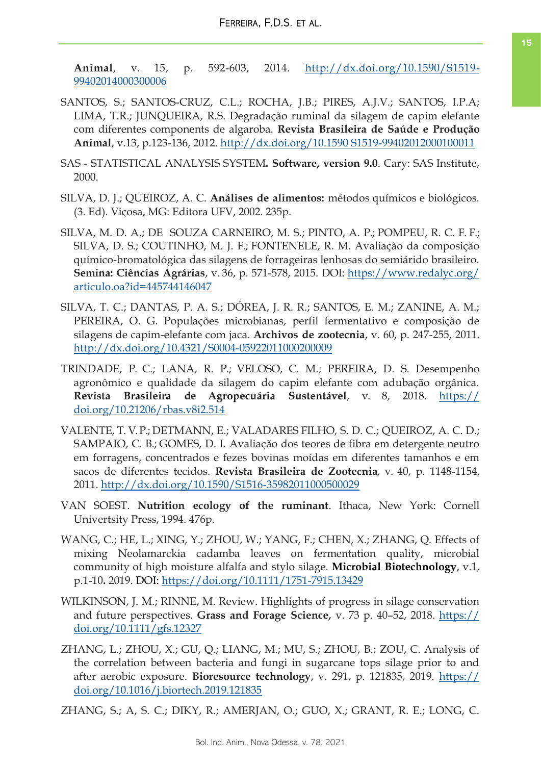**Animal**, v. 15, p. 592-603, 2014. http://dx.doi.org/10.1590/S1519-99402014000300006

SANTOS, S.; SANTOS-CRUZ, C.L.; ROCHA, J.B.; PIRES, A.J.V.; SANTOS, I.P.A; LIMA, T.R.; JUNQUEIRA, R.S. Degradação ruminal da silagem de capim elefante com diferentes components de algaroba. **Revista Brasileira de Saúde e Produção Animal**, v.13, p.123-136, 2012. http://dx.doi.org/10.1590 S1519-99402012000100011

SAS - STATISTICAL ANALYSIS SYSTEM**. Software, version 9.0**. Cary: SAS Institute, 2000.

SILVA, D. J.; QUEIROZ, A. C. **Análises de alimentos:** métodos químicos e biológicos. (3. Ed). Viçosa, MG: Editora UFV, 2002. 235p.

SILVA, M. D. A.; DE SOUZA CARNEIRO, M. S.; PINTO, A. P.; POMPEU, R. C. F. F.; SILVA, D. S.; COUTINHO, M. J. F.; FONTENELE, R. M. Avaliação da composição químico-bromatológica das silagens de forrageiras lenhosas do semiárido brasileiro. **Semina: Ciências Agrárias**, v. 36, p. 571-578, 2015. DOI: https://www.redalyc.org/articulo.oa?id=445744146047

SILVA, T. C.; DANTAS, P. A. S.; DÓREA, J. R. R.; SANTOS, E. M.; ZANINE, A. M.; PEREIRA, O. G. Populações microbianas, perfil fermentativo e composição de silagens de capim-elefante com jaca. **Archivos de zootecnia**, v. 60, p. 247-255, 2011. http://dx.doi.org/10.4321/S0004-05922011000200009

TRINDADE, P. C.; LANA, R. P.; VELOSO, C. M.; PEREIRA, D. S. Desempenho agronômico e qualidade da silagem do capim elefante com adubação orgânica. **Revista Brasileira de Agropecuária Sustentável**, v. 8, 2018. https://doi.org/10.21206/rbas.v8i2.514

VALENTE, T. V. P.; DETMANN, E.; VALADARES FILHO, S. D. C.; QUEIROZ, A. C. D.; SAMPAIO, C. B.; GOMES, D. I. Avaliação dos teores de fibra em detergente neutro em forragens, concentrados e fezes bovinas moídas em diferentes tamanhos e em sacos de diferentes tecidos. **Revista Brasileira de Zootecnia**, v. 40, p. 1148-1154, 2011. http://dx.doi.org/10.1590/S1516-35982011000500029

VAN SOEST. **Nutrition ecology of the ruminant**. Ithaca, New York: Cornell Univertsity Press, 1994. 476p.

WANG, C.; HE, L.; XING, Y.; ZHOU, W.; YANG, F.; CHEN, X.; ZHANG, Q. Effects of mixing Neolamarckia cadamba leaves on fermentation quality, microbial community of high moisture alfalfa and stylo silage. **Microbial Biotechnology**, v.1, p.1-10**.** 2019. DOI: https://doi.org/10.1111/1751-7915.13429

WILKINSON, J. M.; RINNE, M. Review. Highlights of progress in silage conservation and future perspectives. **Grass and Forage Science,** v. 73 p. 40–52, 2018. https://doi.org/10.1111/gfs.12327

ZHANG, L.; ZHOU, X.; GU, Q.; LIANG, M.; MU, S.; ZHOU, B.; ZOU, C. Analysis of the correlation between bacteria and fungi in sugarcane tops silage prior to and after aerobic exposure. **Bioresource technology**, v. 291, p. 121835, 2019. https://doi.org/10.1016/j.biortech.2019.121835

ZHANG, S.; A, S. C.; DIKY, R.; AMERJAN, O.; GUO, X.; GRANT, R. E.; LONG, C.